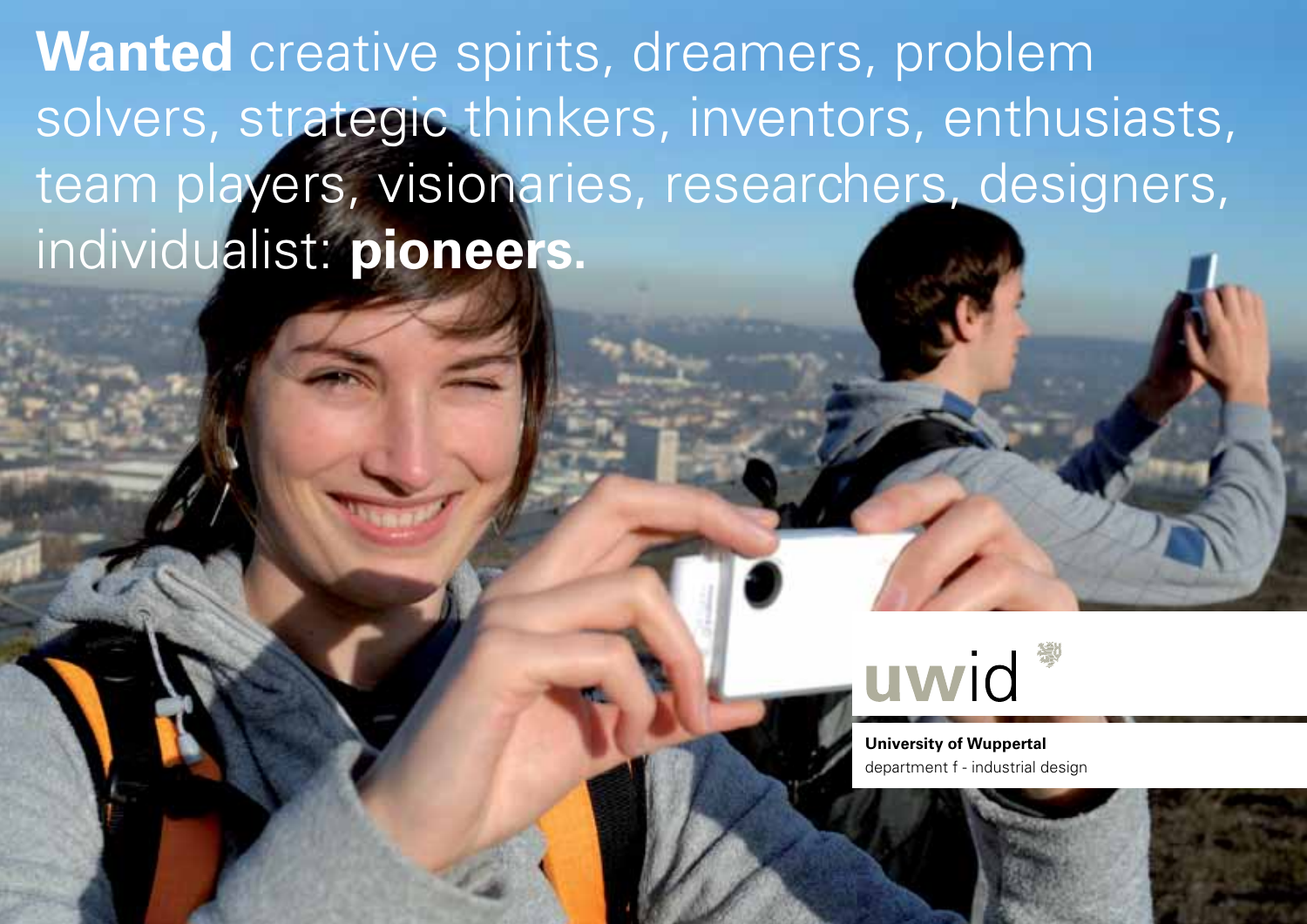**Wanted** creative spirits, dreamers, problem solvers, strategic thinkers, inventors, enthusiasts, team players, visionaries, researchers, designers, individualist: **pioneers.**

uwid

**University of Wuppertal**
department f - industrial design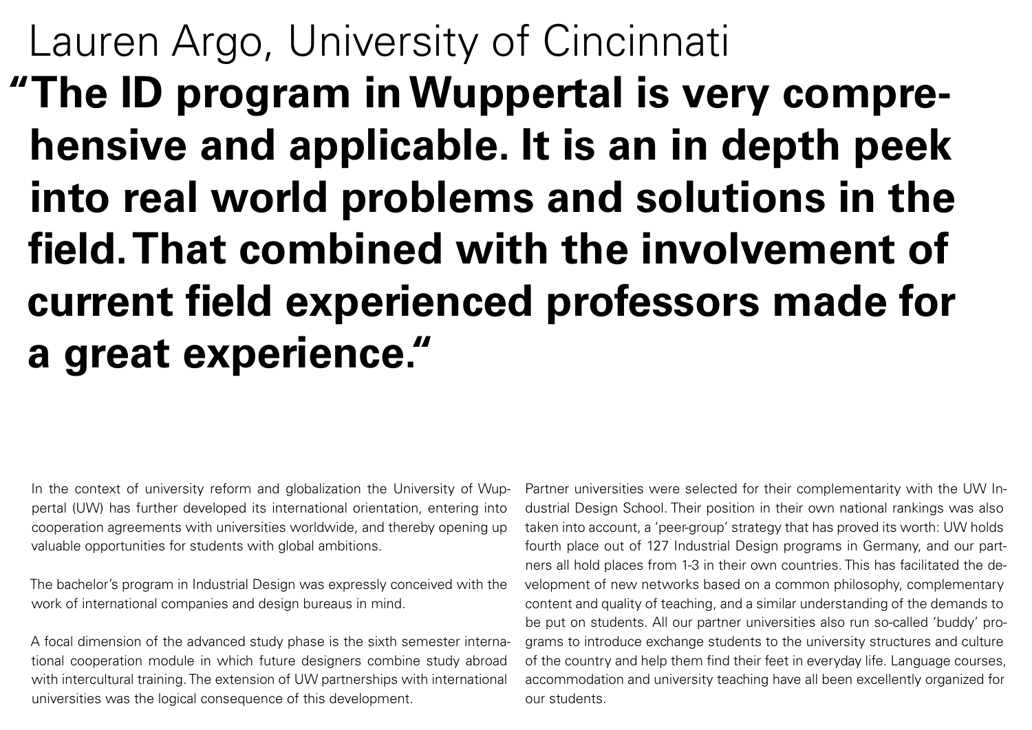## Lauren Argo, University of Cincinnati

**"The ID program in Wuppertal is very comprehensive and applicable. It is an in depth peek into real world problems and solutions in the field. That combined with the involvement of current field experienced professors made for a great experience."**

In the context of university reform and globalization the University of Wuppertal (UW) has further developed its international orientation, entering into cooperation agreements with universities worldwide, and thereby opening up valuable opportunities for students with global ambitions.

The bachelor's program in Industrial Design was expressly conceived with the work of international companies and design bureaus in mind.

A focal dimension of the advanced study phase is the sixth semester international cooperation module in which future designers combine study abroad with intercultural training. The extension of UW partnerships with international universities was the logical consequence of this development.

Partner universities were selected for their complementarity with the UW Industrial Design School. Their position in their own national rankings was also taken into account, a 'peer-group' strategy that has proved its worth: UW holds fourth place out of 127 Industrial Design programs in Germany, and our partners all hold places from 1-3 in their own countries. This has facilitated the development of new networks based on a common philosophy, complementary content and quality of teaching, and a similar understanding of the demands to be put on students. All our partner universities also run so-called 'buddy' programs to introduce exchange students to the university structures and culture of the country and help them find their feet in everyday life. Language courses, accommodation and university teaching have all been excellently organized for our students.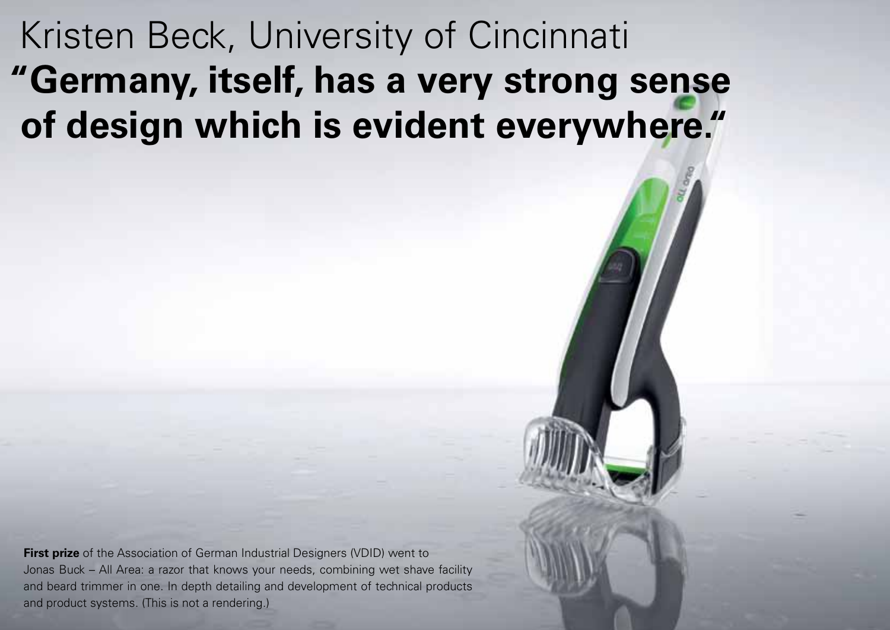Kristen Beck, University of Cincinnati

# "Germany, itself, has a very strong sense of design which is evident everywhere."

**First prize** of the Association of German Industrial Designers (VDID) went to Jonas Buck – All Area: a razor that knows your needs, combining wet shave facility and beard trimmer in one. In depth detailing and development of technical products and product systems. (This is not a rendering.)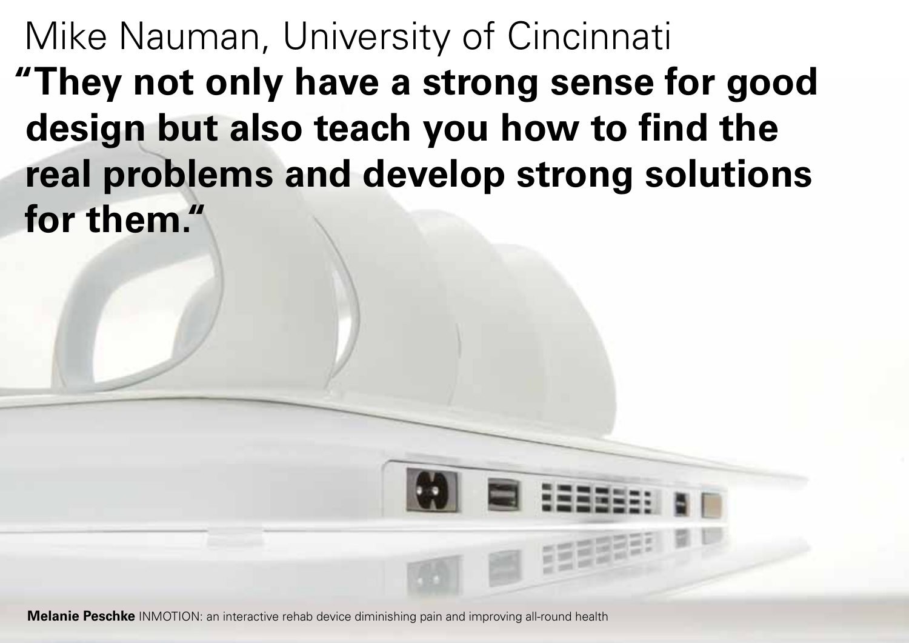Mike Nauman, University of Cincinnati

**"They not only have a strong sense for good design but also teach you how to find the real problems and develop strong solutions for them."**

**Melanie Peschke** INMOTION: an interactive rehab device diminishing pain and improving all-round health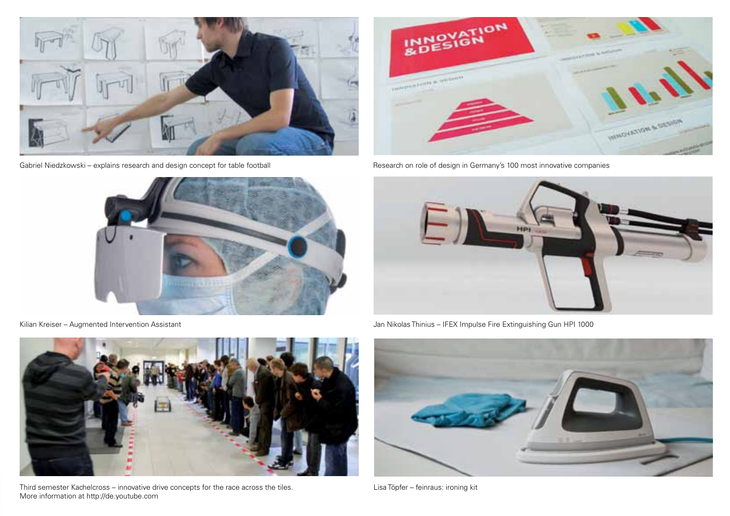Gabriel Niedzkowski – explains research and design concept for table football

Research on role of design in Germany's 100 most innovative companies

Kilian Kreiser – Augmented Intervention Assistant

Jan Nikolas Thinius – IFEX Impulse Fire Extinguishing Gun HPI 1000

Third semester Kachelcross – innovative drive concepts for the race across the tiles.
More information at http://de.youtube.com

Lisa Töpfer – feinraus: ironing kit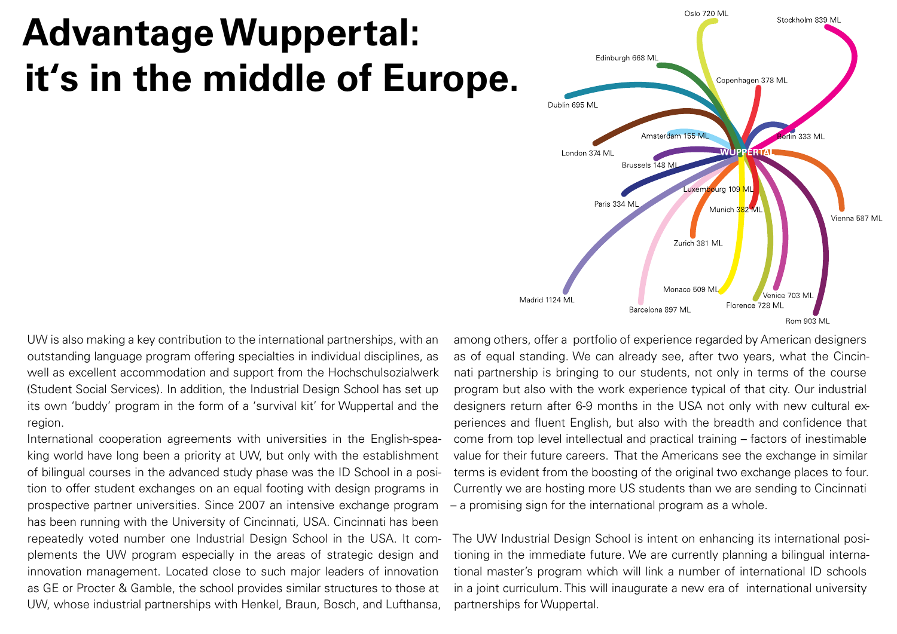# Advantage Wuppertal: it‘s in the middle of Europe.

Oslo 720 ML
Stockholm 839 ML
Edinburgh 668 ML
Copenhagen 378 ML
Dublin 695 ML
Amsterdam 155 ML
Berlin 333 ML
London 374 ML
WUPPERTAL
Brussels 148 ML
Luxembourg 109 ML
Paris 334 ML
Munich 382 ML
Vienna 587 ML
Zurich 381 ML
Monaco 509 ML
Venice 703 ML
Madrid 1124 ML
Florence 728 ML
Barcelona 897 ML
Rom 903 ML

UW is also making a key contribution to the international partnerships, with an outstanding language program offering specialties in individual disciplines, as well as excellent accommodation and support from the Hochschulsozialwerk (Student Social Services). In addition, the Industrial Design School has set up its own ‘buddy’ program in the form of a ‘survival kit’ for Wuppertal and the region.

International cooperation agreements with universities in the English-speaking world have long been a priority at UW, but only with the establishment of bilingual courses in the advanced study phase was the ID School in a position to offer student exchanges on an equal footing with design programs in prospective partner universities. Since 2007 an intensive exchange program has been running with the University of Cincinnati, USA. Cincinnati has been repeatedly voted number one Industrial Design School in the USA. It complements the UW program especially in the areas of strategic design and innovation management. Located close to such major leaders of innovation as GE or Procter & Gamble, the school provides similar structures to those at UW, whose industrial partnerships with Henkel, Braun, Bosch, and Lufthansa, among others, offer a portfolio of experience regarded by American designers as of equal standing. We can already see, after two years, what the Cincinnati partnership is bringing to our students, not only in terms of the course program but also with the work experience typical of that city. Our industrial designers return after 6-9 months in the USA not only with new cultural experiences and fluent English, but also with the breadth and confidence that come from top level intellectual and practical training – factors of inestimable value for their future careers. That the Americans see the exchange in similar terms is evident from the boosting of the original two exchange places to four. Currently we are hosting more US students than we are sending to Cincinnati – a promising sign for the international program as a whole.

The UW Industrial Design School is intent on enhancing its international positioning in the immediate future. We are currently planning a bilingual international master’s program which will link a number of international ID schools in a joint curriculum. This will inaugurate a new era of international university partnerships for Wuppertal.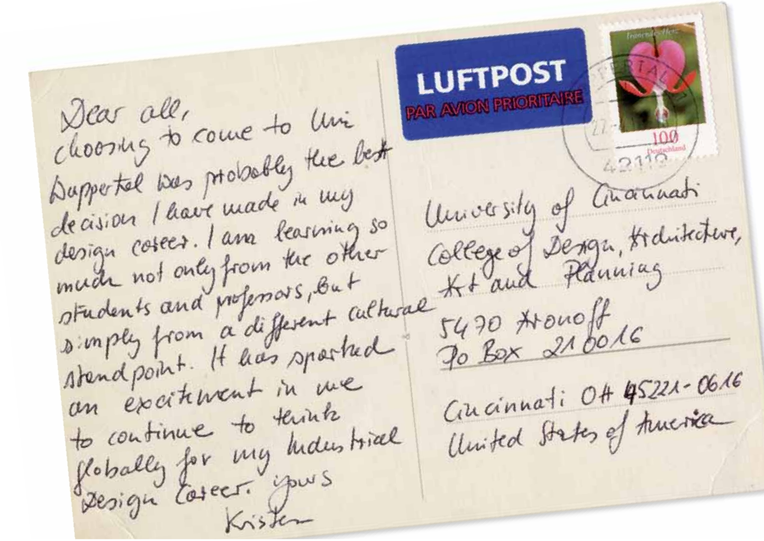LUFTPOST

PAR AVION PRIORITAIRE

Dear all,
choosing to come to Uni
Wuppertal was probably the best
decision I have made in my
design career. I am learning so
much not only from the other
students and professors, but
simply from a different cultural
standpoint. It has sparked
an excitement in me
to continue to think
globally for my Industrial
Design Career. yours
Kristen

University of Cincinnati
College of Design, Architecture,
Art and Planning
5470 Aronoff
Po Box 210016
Cincinnati OH 45221-0616
United States of America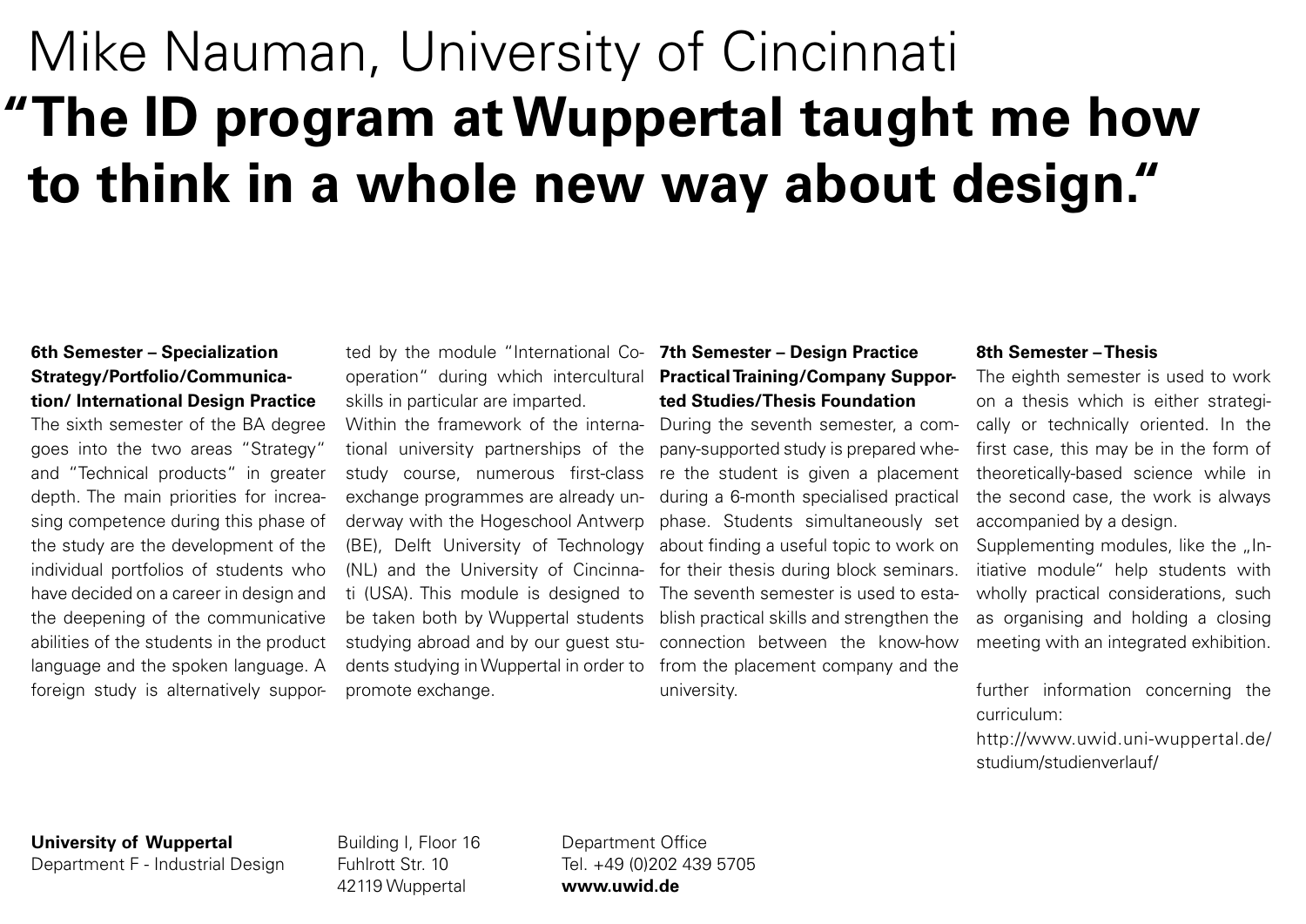# Mike Nauman, University of Cincinnati

## **“The ID program at Wuppertal taught me how to think in a whole new way about design.“**

**6th Semester – Specialization Strategy/Portfolio/Communication/ International Design Practice**

The sixth semester of the BA degree goes into the two areas “Strategy“ and “Technical products“ in greater depth. The main priorities for increasing competence during this phase of the study are the development of the individual portfolios of students who have decided on a career in design and the deepening of the communicative abilities of the students in the product language and the spoken language. A foreign study is alternatively supported by the module “International Cooperation“ during which intercultural skills in particular are imparted.

Within the framework of the international university partnerships of the study course, numerous first-class exchange programmes are already underway with the Hogeschool Antwerp (BE), Delft University of Technology (NL) and the University of Cincinnati (USA). This module is designed to be taken both by Wuppertal students studying abroad and by our guest students studying in Wuppertal in order to promote exchange.

**7th Semester – Design Practice Practical Training/Company Supported Studies/Thesis Foundation**

During the seventh semester, a company-supported study is prepared where the student is given a placement during a 6-month specialised practical phase. Students simultaneously set about finding a useful topic to work on for their thesis during block seminars. The seventh semester is used to establish practical skills and strengthen the connection between the know-how from the placement company and the university.

**8th Semester – Thesis**

The eighth semester is used to work on a thesis which is either strategically or technically oriented. In the first case, this may be in the form of theoretically-based science while in the second case, the work is always accompanied by a design.

Supplementing modules, like the „Initiative module“ help students with wholly practical considerations, such as organising and holding a closing meeting with an integrated exhibition.

further information concerning the curriculum:
http://www.uwid.uni-wuppertal.de/studium/studienverlauf/

**University of Wuppertal**
Department F - Industrial Design

Building I, Floor 16
Fuhlrott Str. 10
42119 Wuppertal

Department Office
Tel. +49 (0)202 439 5705
**www.uwid.de**